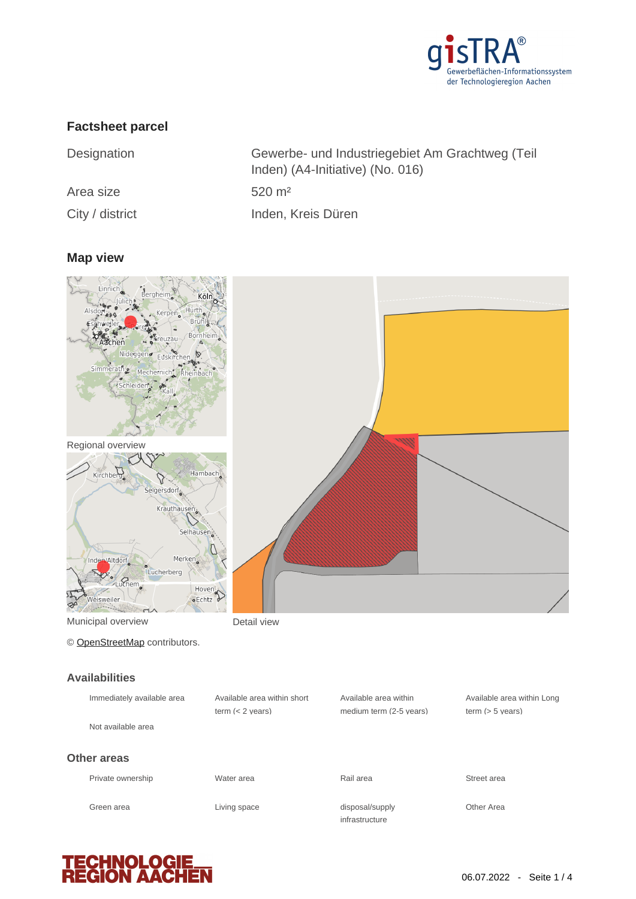## Factsheet parcel

| | |
|---|---|
| Designation | Gewerbe- und Industriegebiet Am Grachtweg (Teil Inden) (A4-Initiative) (No. 016) |
| Area size | 520 m² |
| City / district | Inden, Kreis Düren |

## Map view

Regional overview

Municipal overview

Detail view

© OpenStreetMap contributors.

## Availabilities

- Immediately available area
- Available area within short term (< 2 years)
- Available area within medium term (2-5 years)
- Available area within Long term (> 5 years)
- Not available area

## Other areas

- Private ownership
- Water area
- Rail area
- Street area
- Green area
- Living space
- disposal/supply infrastructure
- Other Area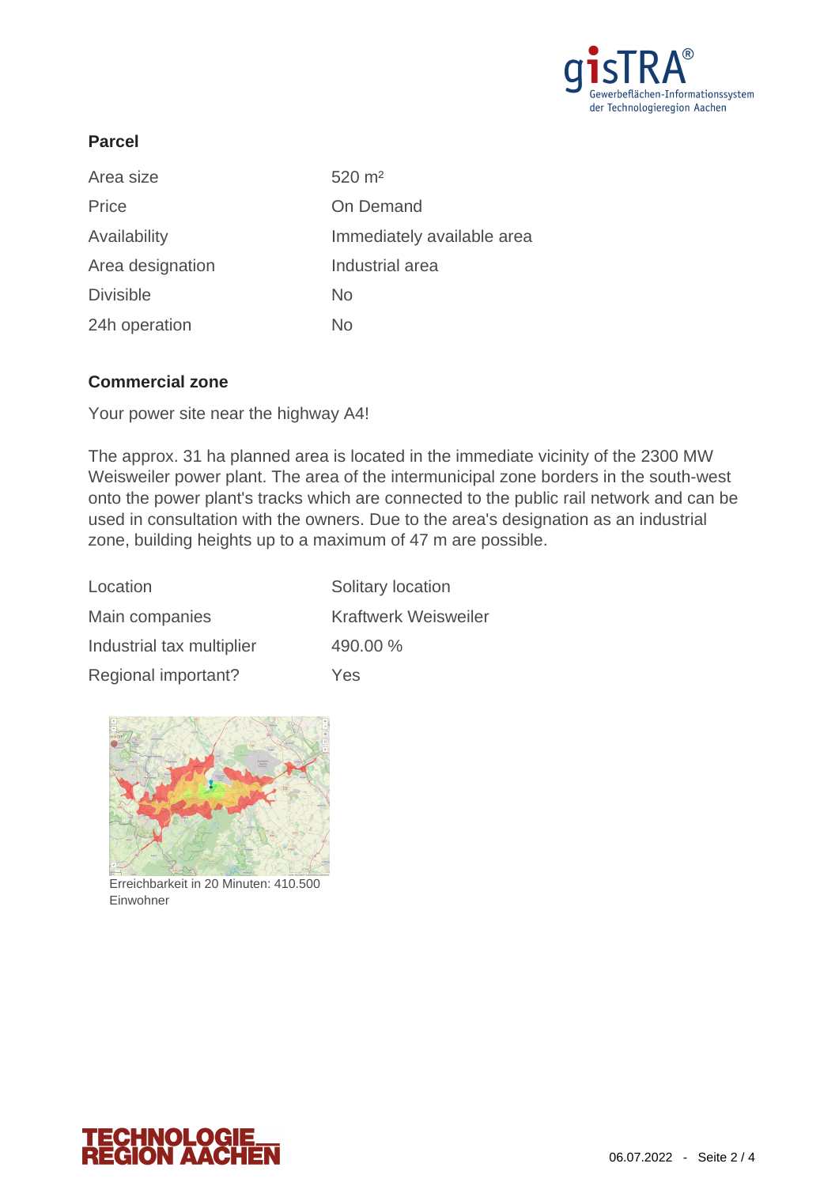## Parcel

| | |
|---|---|
| Area size | 520 m² |
| Price | On Demand |
| Availability | Immediately available area |
| Area designation | Industrial area |
| Divisible | No |
| 24h operation | No |

## Commercial zone

Your power site near the highway A4!

The approx. 31 ha planned area is located in the immediate vicinity of the 2300 MW Weisweiler power plant. The area of the intermunicipal zone borders in the south-west onto the power plant's tracks which are connected to the public rail network and can be used in consultation with the owners. Due to the area's designation as an industrial zone, building heights up to a maximum of 47 m are possible.

| | |
|---|---|
| Location | Solitary location |
| Main companies | Kraftwerk Weisweiler |
| Industrial tax multiplier | 490.00 % |
| Regional important? | Yes |

Erreichbarkeit in 20 Minuten: 410.500 Einwohner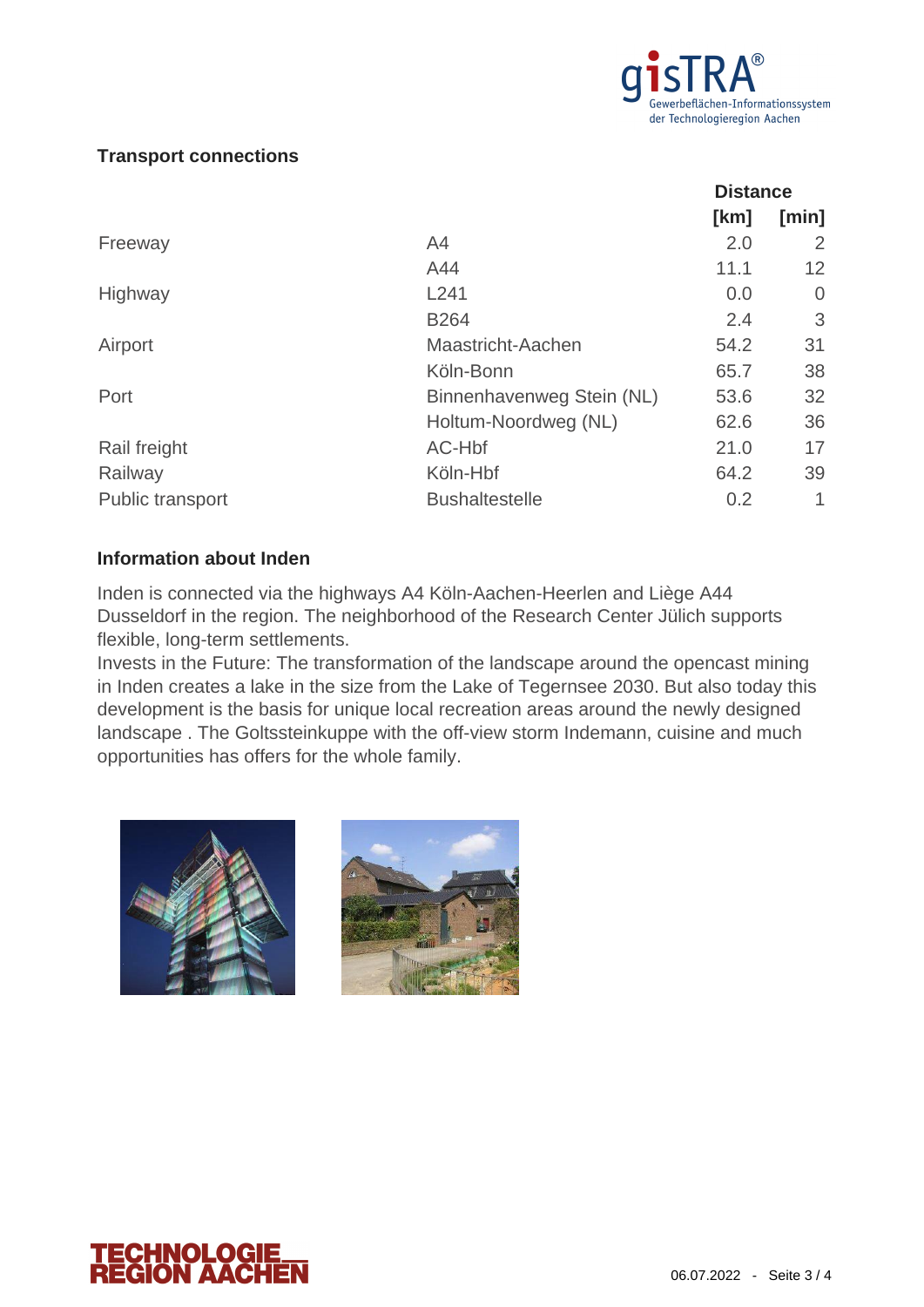## Transport connections

| | | Distance | |
|---|---|---|---|
| | | [km] | [min] |
| Freeway | A4 | 2.0 | 2 |
| | A44 | 11.1 | 12 |
| Highway | L241 | 0.0 | 0 |
| | B264 | 2.4 | 3 |
| Airport | Maastricht-Aachen | 54.2 | 31 |
| | Köln-Bonn | 65.7 | 38 |
| Port | Binnenhavenweg Stein (NL) | 53.6 | 32 |
| | Holtum-Noordweg (NL) | 62.6 | 36 |
| Rail freight | AC-Hbf | 21.0 | 17 |
| Railway | Köln-Hbf | 64.2 | 39 |
| Public transport | Bushaltestelle | 0.2 | 1 |

## Information about Inden

Inden is connected via the highways A4 Köln-Aachen-Heerlen and Liège A44 Dusseldorf in the region. The neighborhood of the Research Center Jülich supports flexible, long-term settlements.
Invests in the Future: The transformation of the landscape around the opencast mining in Inden creates a lake in the size from the Lake of Tegernsee 2030. But also today this development is the basis for unique local recreation areas around the newly designed landscape . The Goltssteinkuppe with the off-view storm Indemann, cuisine and much opportunities has offers for the whole family.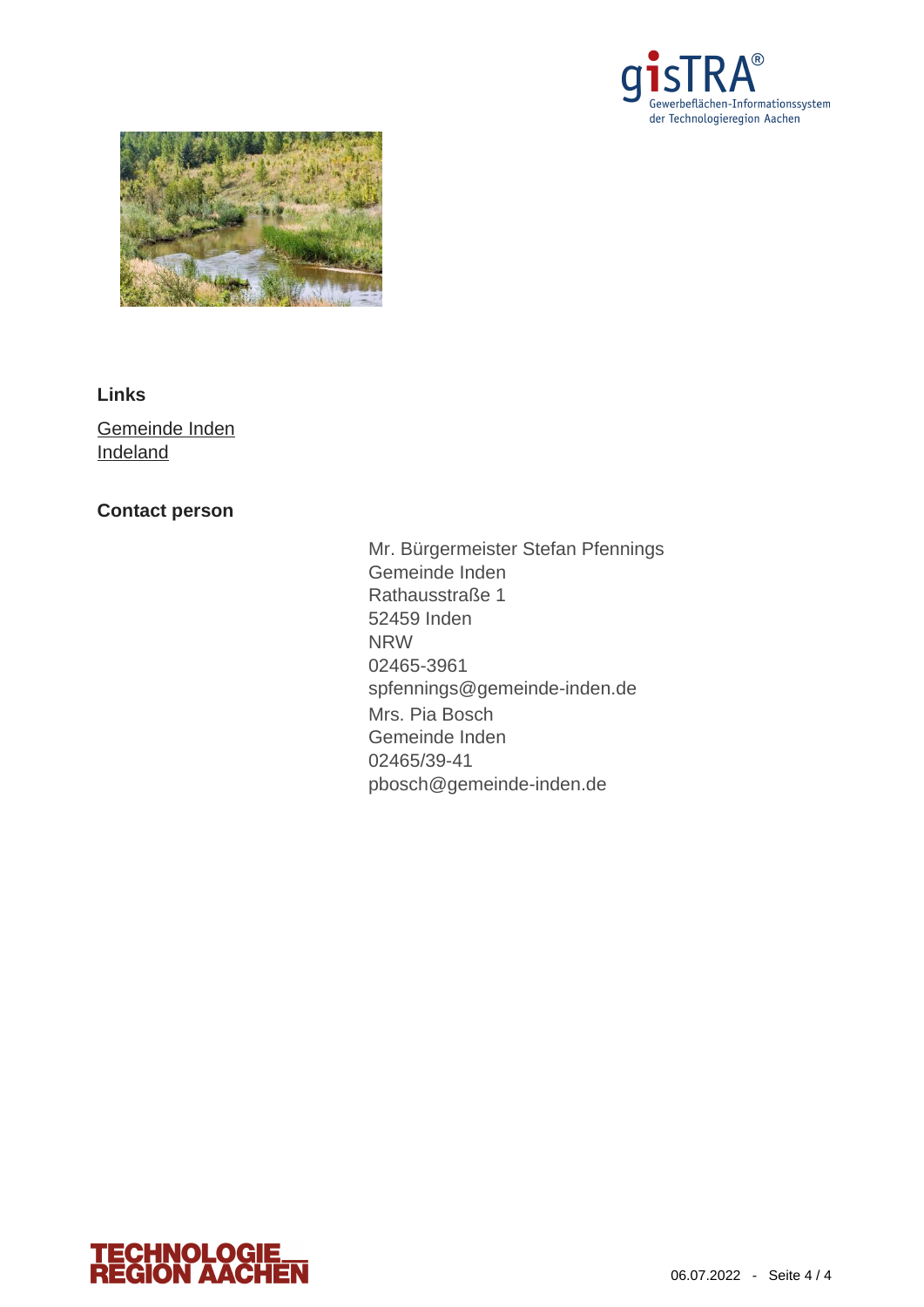### Links

Gemeinde Inden
Indeland

### Contact person

Mr. Bürgermeister Stefan Pfennings
Gemeinde Inden
Rathausstraße 1
52459 Inden
NRW
02465-3961
spfennings@gemeinde-inden.de

Mrs. Pia Bosch
Gemeinde Inden
02465/39-41
pbosch@gemeinde-inden.de